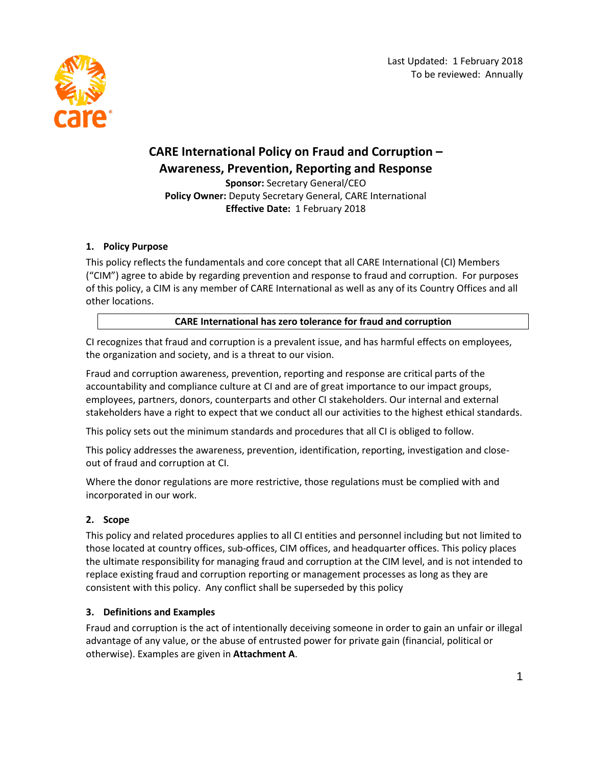Last Updated: 1 February 2018
To be reviewed: Annually

# CARE International Policy on Fraud and Corruption – Awareness, Prevention, Reporting and Response

**Sponsor:** Secretary General/CEO
**Policy Owner:** Deputy Secretary General, CARE International
**Effective Date:** 1 February 2018

## 1. Policy Purpose

This policy reflects the fundamentals and core concept that all CARE International (CI) Members ("CIM") agree to abide by regarding prevention and response to fraud and corruption. For purposes of this policy, a CIM is any member of CARE International as well as any of its Country Offices and all other locations.

**CARE International has zero tolerance for fraud and corruption**

CI recognizes that fraud and corruption is a prevalent issue, and has harmful effects on employees, the organization and society, and is a threat to our vision.

Fraud and corruption awareness, prevention, reporting and response are critical parts of the accountability and compliance culture at CI and are of great importance to our impact groups, employees, partners, donors, counterparts and other CI stakeholders. Our internal and external stakeholders have a right to expect that we conduct all our activities to the highest ethical standards.

This policy sets out the minimum standards and procedures that all CI is obliged to follow.

This policy addresses the awareness, prevention, identification, reporting, investigation and close-out of fraud and corruption at CI.

Where the donor regulations are more restrictive, those regulations must be complied with and incorporated in our work.

## 2. Scope

This policy and related procedures applies to all CI entities and personnel including but not limited to those located at country offices, sub-offices, CIM offices, and headquarter offices. This policy places the ultimate responsibility for managing fraud and corruption at the CIM level, and is not intended to replace existing fraud and corruption reporting or management processes as long as they are consistent with this policy. Any conflict shall be superseded by this policy

## 3. Definitions and Examples

Fraud and corruption is the act of intentionally deceiving someone in order to gain an unfair or illegal advantage of any value, or the abuse of entrusted power for private gain (financial, political or otherwise). Examples are given in **Attachment A**.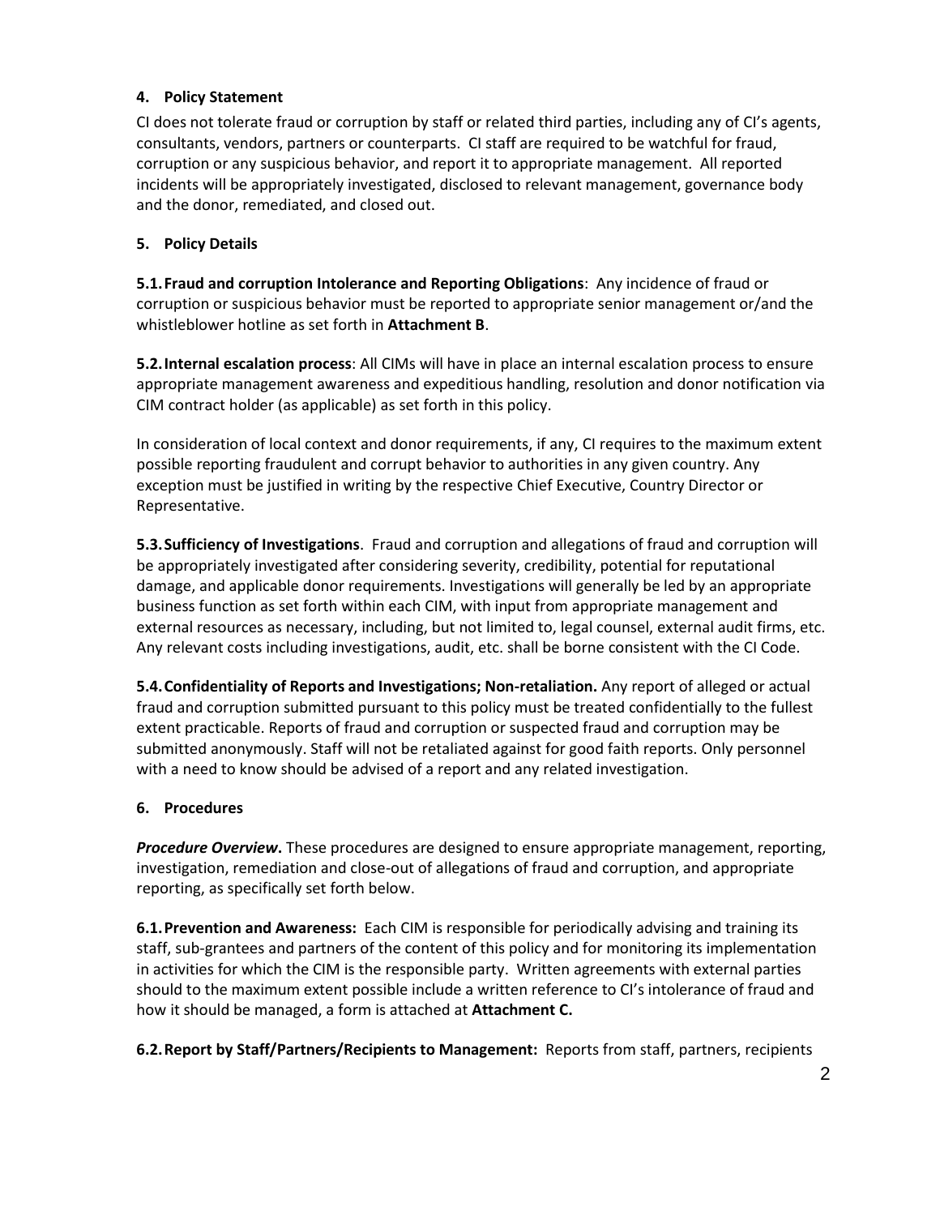## 4. Policy Statement

CI does not tolerate fraud or corruption by staff or related third parties, including any of CI's agents, consultants, vendors, partners or counterparts. CI staff are required to be watchful for fraud, corruption or any suspicious behavior, and report it to appropriate management. All reported incidents will be appropriately investigated, disclosed to relevant management, governance body and the donor, remediated, and closed out.

## 5. Policy Details

**5.1. Fraud and corruption Intolerance and Reporting Obligations**: Any incidence of fraud or corruption or suspicious behavior must be reported to appropriate senior management or/and the whistleblower hotline as set forth in **Attachment B**.

**5.2. Internal escalation process**: All CIMs will have in place an internal escalation process to ensure appropriate management awareness and expeditious handling, resolution and donor notification via CIM contract holder (as applicable) as set forth in this policy.

In consideration of local context and donor requirements, if any, CI requires to the maximum extent possible reporting fraudulent and corrupt behavior to authorities in any given country. Any exception must be justified in writing by the respective Chief Executive, Country Director or Representative.

**5.3. Sufficiency of Investigations**. Fraud and corruption and allegations of fraud and corruption will be appropriately investigated after considering severity, credibility, potential for reputational damage, and applicable donor requirements. Investigations will generally be led by an appropriate business function as set forth within each CIM, with input from appropriate management and external resources as necessary, including, but not limited to, legal counsel, external audit firms, etc. Any relevant costs including investigations, audit, etc. shall be borne consistent with the CI Code.

**5.4. Confidentiality of Reports and Investigations; Non-retaliation.** Any report of alleged or actual fraud and corruption submitted pursuant to this policy must be treated confidentially to the fullest extent practicable. Reports of fraud and corruption or suspected fraud and corruption may be submitted anonymously. Staff will not be retaliated against for good faith reports. Only personnel with a need to know should be advised of a report and any related investigation.

## 6. Procedures

***Procedure Overview***. These procedures are designed to ensure appropriate management, reporting, investigation, remediation and close-out of allegations of fraud and corruption, and appropriate reporting, as specifically set forth below.

**6.1. Prevention and Awareness:** Each CIM is responsible for periodically advising and training its staff, sub-grantees and partners of the content of this policy and for monitoring its implementation in activities for which the CIM is the responsible party. Written agreements with external parties should to the maximum extent possible include a written reference to CI's intolerance of fraud and how it should be managed, a form is attached at **Attachment C.**

**6.2. Report by Staff/Partners/Recipients to Management:** Reports from staff, partners, recipients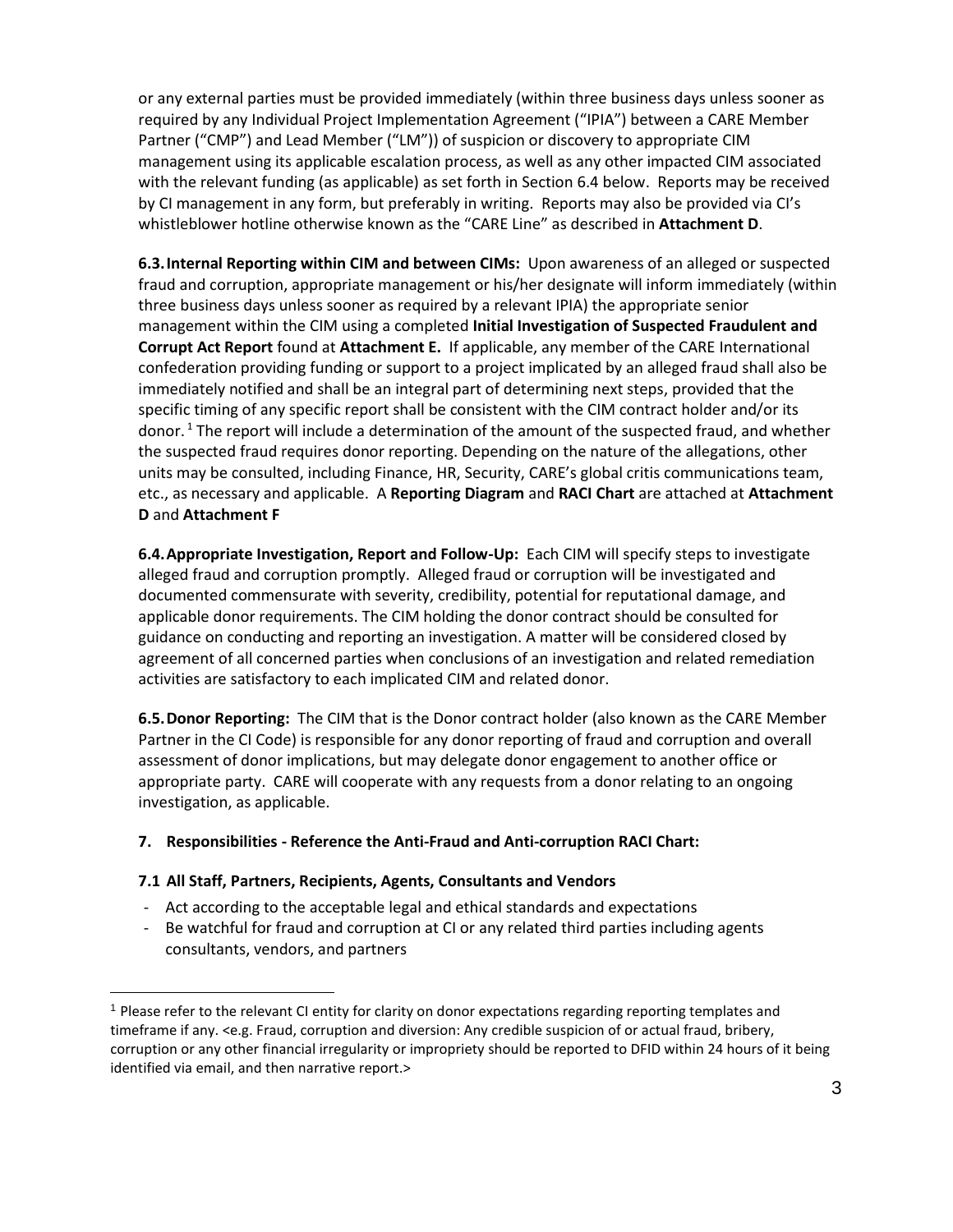or any external parties must be provided immediately (within three business days unless sooner as required by any Individual Project Implementation Agreement ("IPIA") between a CARE Member Partner ("CMP") and Lead Member ("LM")) of suspicion or discovery to appropriate CIM management using its applicable escalation process, as well as any other impacted CIM associated with the relevant funding (as applicable) as set forth in Section 6.4 below. Reports may be received by CI management in any form, but preferably in writing. Reports may also be provided via CI's whistleblower hotline otherwise known as the "CARE Line" as described in **Attachment D**.

**6.3. Internal Reporting within CIM and between CIMs:** Upon awareness of an alleged or suspected fraud and corruption, appropriate management or his/her designate will inform immediately (within three business days unless sooner as required by a relevant IPIA) the appropriate senior management within the CIM using a completed **Initial Investigation of Suspected Fraudulent and Corrupt Act Report** found at **Attachment E.** If applicable, any member of the CARE International confederation providing funding or support to a project implicated by an alleged fraud shall also be immediately notified and shall be an integral part of determining next steps, provided that the specific timing of any specific report shall be consistent with the CIM contract holder and/or its donor.[1] The report will include a determination of the amount of the suspected fraud, and whether the suspected fraud requires donor reporting. Depending on the nature of the allegations, other units may be consulted, including Finance, HR, Security, CARE's global critis communications team, etc., as necessary and applicable. A **Reporting Diagram** and **RACI Chart** are attached at **Attachment D** and **Attachment F**

**6.4. Appropriate Investigation, Report and Follow-Up:** Each CIM will specify steps to investigate alleged fraud and corruption promptly. Alleged fraud or corruption will be investigated and documented commensurate with severity, credibility, potential for reputational damage, and applicable donor requirements. The CIM holding the donor contract should be consulted for guidance on conducting and reporting an investigation. A matter will be considered closed by agreement of all concerned parties when conclusions of an investigation and related remediation activities are satisfactory to each implicated CIM and related donor.

**6.5. Donor Reporting:** The CIM that is the Donor contract holder (also known as the CARE Member Partner in the CI Code) is responsible for any donor reporting of fraud and corruption and overall assessment of donor implications, but may delegate donor engagement to another office or appropriate party. CARE will cooperate with any requests from a donor relating to an ongoing investigation, as applicable.

### 7. Responsibilities - Reference the Anti-Fraud and Anti-corruption RACI Chart:

#### 7.1 All Staff, Partners, Recipients, Agents, Consultants and Vendors

- Act according to the acceptable legal and ethical standards and expectations
- Be watchful for fraud and corruption at CI or any related third parties including agents consultants, vendors, and partners

---

[1] Please refer to the relevant CI entity for clarity on donor expectations regarding reporting templates and timeframe if any. <e.g. Fraud, corruption and diversion: Any credible suspicion of or actual fraud, bribery, corruption or any other financial irregularity or impropriety should be reported to DFID within 24 hours of it being identified via email, and then narrative report.>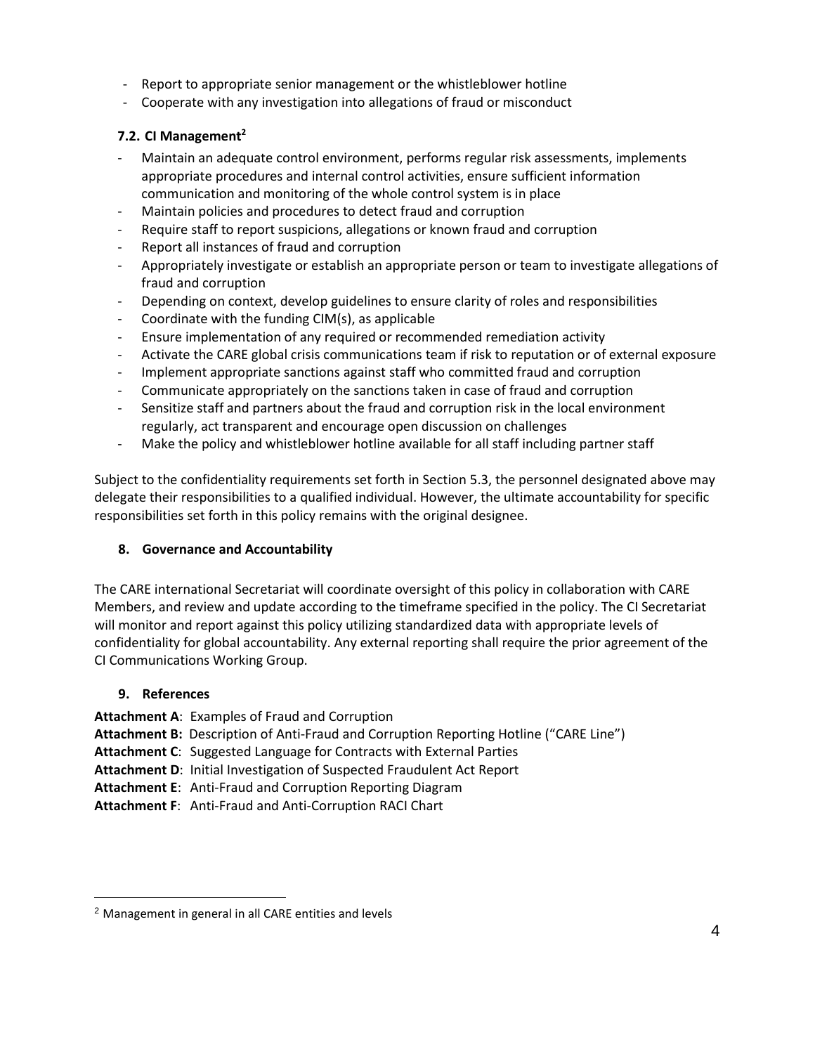- Report to appropriate senior management or the whistleblower hotline
- Cooperate with any investigation into allegations of fraud or misconduct

### 7.2. CI Management[2]

- Maintain an adequate control environment, performs regular risk assessments, implements appropriate procedures and internal control activities, ensure sufficient information communication and monitoring of the whole control system is in place
- Maintain policies and procedures to detect fraud and corruption
- Require staff to report suspicions, allegations or known fraud and corruption
- Report all instances of fraud and corruption
- Appropriately investigate or establish an appropriate person or team to investigate allegations of fraud and corruption
- Depending on context, develop guidelines to ensure clarity of roles and responsibilities
- Coordinate with the funding CIM(s), as applicable
- Ensure implementation of any required or recommended remediation activity
- Activate the CARE global crisis communications team if risk to reputation or of external exposure
- Implement appropriate sanctions against staff who committed fraud and corruption
- Communicate appropriately on the sanctions taken in case of fraud and corruption
- Sensitize staff and partners about the fraud and corruption risk in the local environment regularly, act transparent and encourage open discussion on challenges
- Make the policy and whistleblower hotline available for all staff including partner staff

Subject to the confidentiality requirements set forth in Section 5.3, the personnel designated above may delegate their responsibilities to a qualified individual. However, the ultimate accountability for specific responsibilities set forth in this policy remains with the original designee.

## 8. Governance and Accountability

The CARE international Secretariat will coordinate oversight of this policy in collaboration with CARE Members, and review and update according to the timeframe specified in the policy. The CI Secretariat will monitor and report against this policy utilizing standardized data with appropriate levels of confidentiality for global accountability. Any external reporting shall require the prior agreement of the CI Communications Working Group.

## 9. References

**Attachment A**: Examples of Fraud and Corruption
**Attachment B:** Description of Anti-Fraud and Corruption Reporting Hotline ("CARE Line")
**Attachment C**: Suggested Language for Contracts with External Parties
**Attachment D**: Initial Investigation of Suspected Fraudulent Act Report
**Attachment E**: Anti-Fraud and Corruption Reporting Diagram
**Attachment F**: Anti-Fraud and Anti-Corruption RACI Chart

---

[2] Management in general in all CARE entities and levels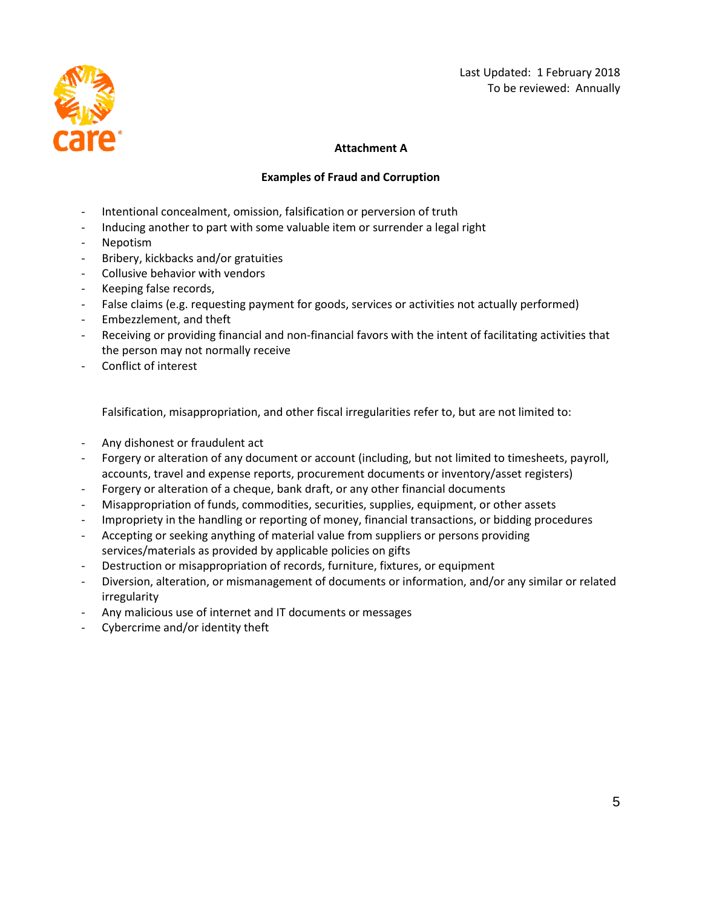Last Updated: 1 February 2018
To be reviewed: Annually

## Attachment A

### Examples of Fraud and Corruption

- Intentional concealment, omission, falsification or perversion of truth
- Inducing another to part with some valuable item or surrender a legal right
- Nepotism
- Bribery, kickbacks and/or gratuities
- Collusive behavior with vendors
- Keeping false records,
- False claims (e.g. requesting payment for goods, services or activities not actually performed)
- Embezzlement, and theft
- Receiving or providing financial and non-financial favors with the intent of facilitating activities that the person may not normally receive
- Conflict of interest

Falsification, misappropriation, and other fiscal irregularities refer to, but are not limited to:

- Any dishonest or fraudulent act
- Forgery or alteration of any document or account (including, but not limited to timesheets, payroll, accounts, travel and expense reports, procurement documents or inventory/asset registers)
- Forgery or alteration of a cheque, bank draft, or any other financial documents
- Misappropriation of funds, commodities, securities, supplies, equipment, or other assets
- Impropriety in the handling or reporting of money, financial transactions, or bidding procedures
- Accepting or seeking anything of material value from suppliers or persons providing services/materials as provided by applicable policies on gifts
- Destruction or misappropriation of records, furniture, fixtures, or equipment
- Diversion, alteration, or mismanagement of documents or information, and/or any similar or related irregularity
- Any malicious use of internet and IT documents or messages
- Cybercrime and/or identity theft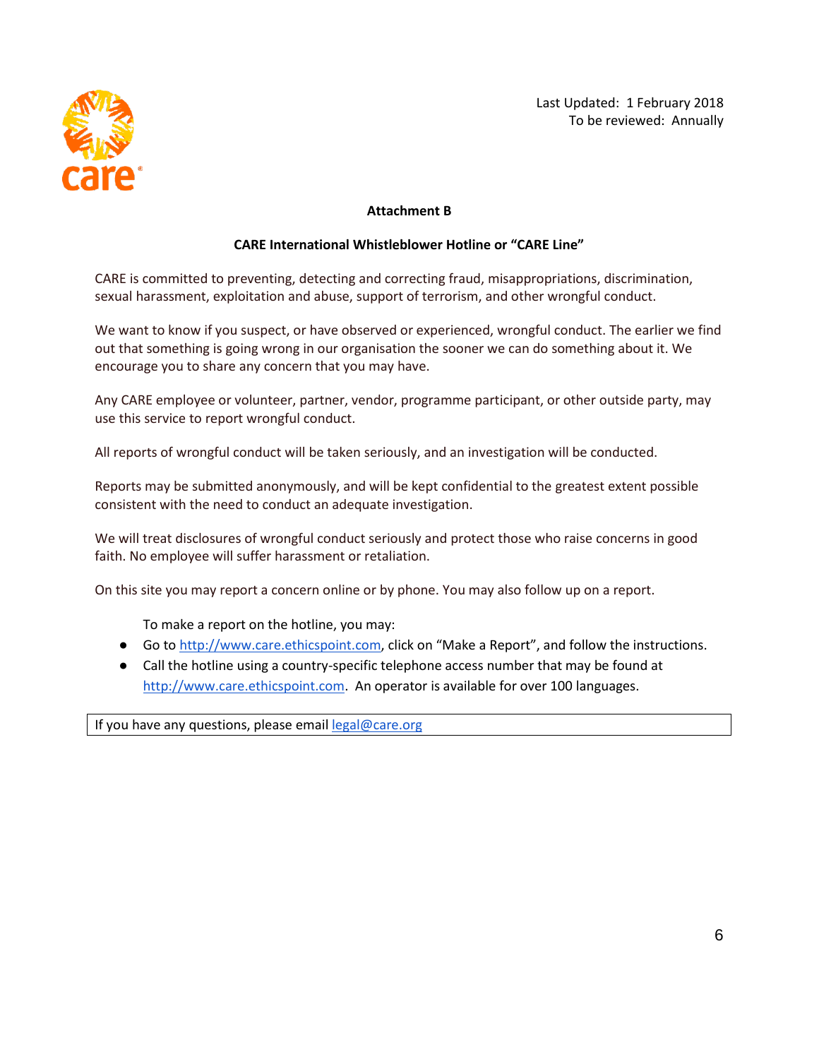Last Updated: 1 February 2018
To be reviewed: Annually

**Attachment B**

**CARE International Whistleblower Hotline or "CARE Line"**

CARE is committed to preventing, detecting and correcting fraud, misappropriations, discrimination, sexual harassment, exploitation and abuse, support of terrorism, and other wrongful conduct.

We want to know if you suspect, or have observed or experienced, wrongful conduct. The earlier we find out that something is going wrong in our organisation the sooner we can do something about it. We encourage you to share any concern that you may have.

Any CARE employee or volunteer, partner, vendor, programme participant, or other outside party, may use this service to report wrongful conduct.

All reports of wrongful conduct will be taken seriously, and an investigation will be conducted.

Reports may be submitted anonymously, and will be kept confidential to the greatest extent possible consistent with the need to conduct an adequate investigation.

We will treat disclosures of wrongful conduct seriously and protect those who raise concerns in good faith. No employee will suffer harassment or retaliation.

On this site you may report a concern online or by phone. You may also follow up on a report.

To make a report on the hotline, you may:

- Go to http://www.care.ethicspoint.com, click on "Make a Report", and follow the instructions.
- Call the hotline using a country-specific telephone access number that may be found at http://www.care.ethicspoint.com. An operator is available for over 100 languages.

| If you have any questions, please email legal@care.org |
|---|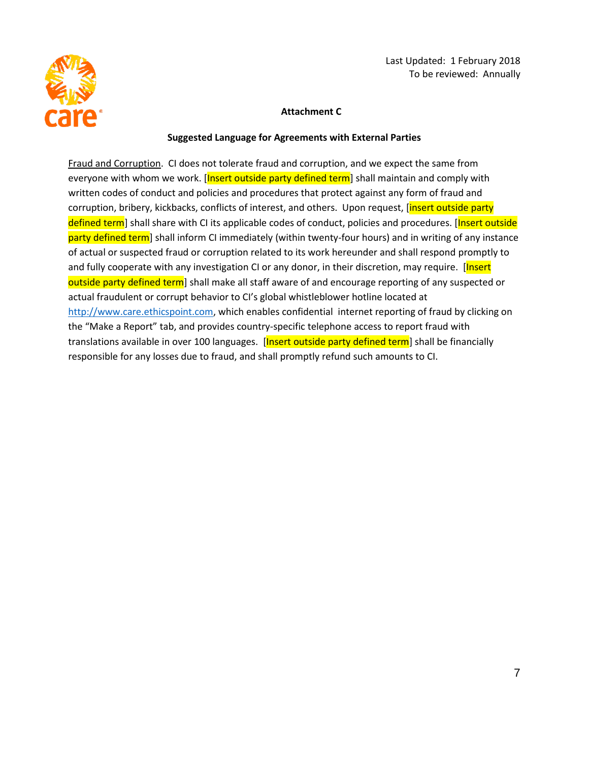Last Updated: 1 February 2018
To be reviewed: Annually

**Attachment C**

**Suggested Language for Agreements with External Parties**

Fraud and Corruption. CI does not tolerate fraud and corruption, and we expect the same from everyone with whom we work. [Insert outside party defined term] shall maintain and comply with written codes of conduct and policies and procedures that protect against any form of fraud and corruption, bribery, kickbacks, conflicts of interest, and others. Upon request, [insert outside party defined term] shall share with CI its applicable codes of conduct, policies and procedures. [Insert outside party defined term] shall inform CI immediately (within twenty-four hours) and in writing of any instance of actual or suspected fraud or corruption related to its work hereunder and shall respond promptly to and fully cooperate with any investigation CI or any donor, in their discretion, may require. [Insert outside party defined term] shall make all staff aware of and encourage reporting of any suspected or actual fraudulent or corrupt behavior to CI's global whistleblower hotline located at http://www.care.ethicspoint.com, which enables confidential internet reporting of fraud by clicking on the "Make a Report" tab, and provides country-specific telephone access to report fraud with translations available in over 100 languages. [Insert outside party defined term] shall be financially responsible for any losses due to fraud, and shall promptly refund such amounts to CI.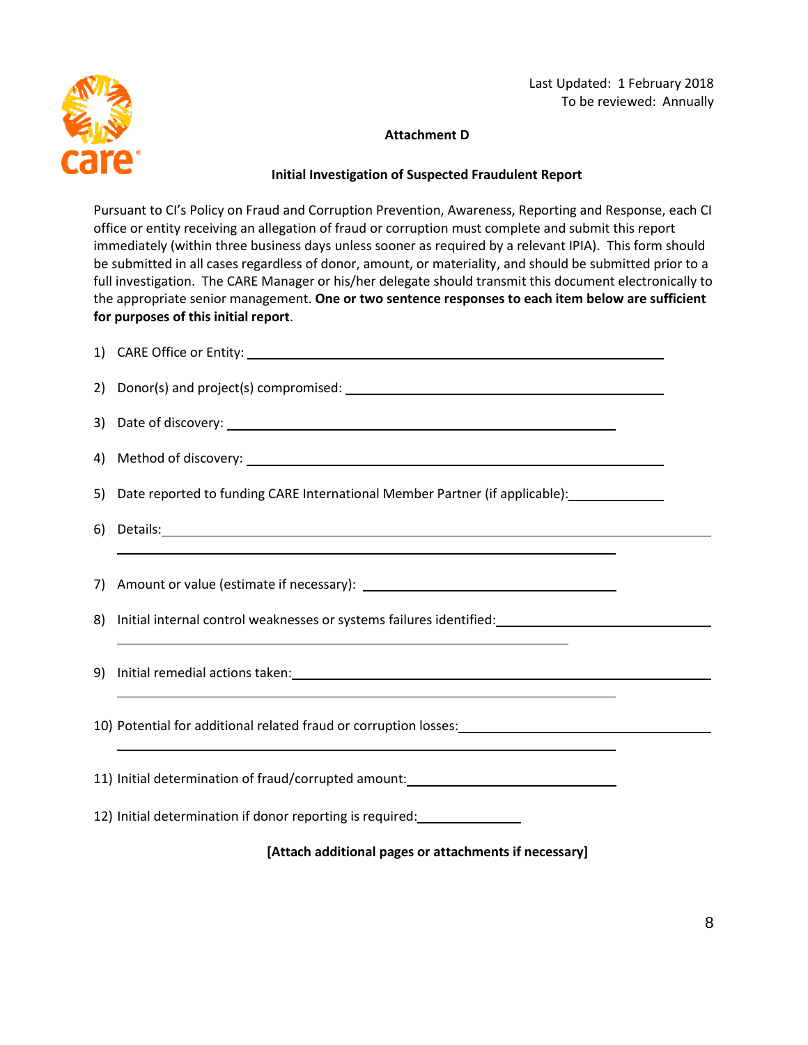Last Updated: 1 February 2018
To be reviewed: Annually

**Attachment D**

**Initial Investigation of Suspected Fraudulent Report**

Pursuant to CI's Policy on Fraud and Corruption Prevention, Awareness, Reporting and Response, each CI office or entity receiving an allegation of fraud or corruption must complete and submit this report immediately (within three business days unless sooner as required by a relevant IPIA). This form should be submitted in all cases regardless of donor, amount, or materiality, and should be submitted prior to a full investigation. The CARE Manager or his/her delegate should transmit this document electronically to the appropriate senior management. **One or two sentence responses to each item below are sufficient for purposes of this initial report**.

1) CARE Office or Entity: ______________________________

2) Donor(s) and project(s) compromised: ______________________________

3) Date of discovery: ______________________________

4) Method of discovery: ______________________________

5) Date reported to funding CARE International Member Partner (if applicable): ______________

6) Details: ______________________________
______________________________

7) Amount or value (estimate if necessary): ______________________________

8) Initial internal control weaknesses or systems failures identified: ______________________________
______________________________

9) Initial remedial actions taken: ______________________________
______________________________

10) Potential for additional related fraud or corruption losses: ______________________________
______________________________

11) Initial determination of fraud/corrupted amount: ______________________________

12) Initial determination if donor reporting is required: ______________

**[Attach additional pages or attachments if necessary]**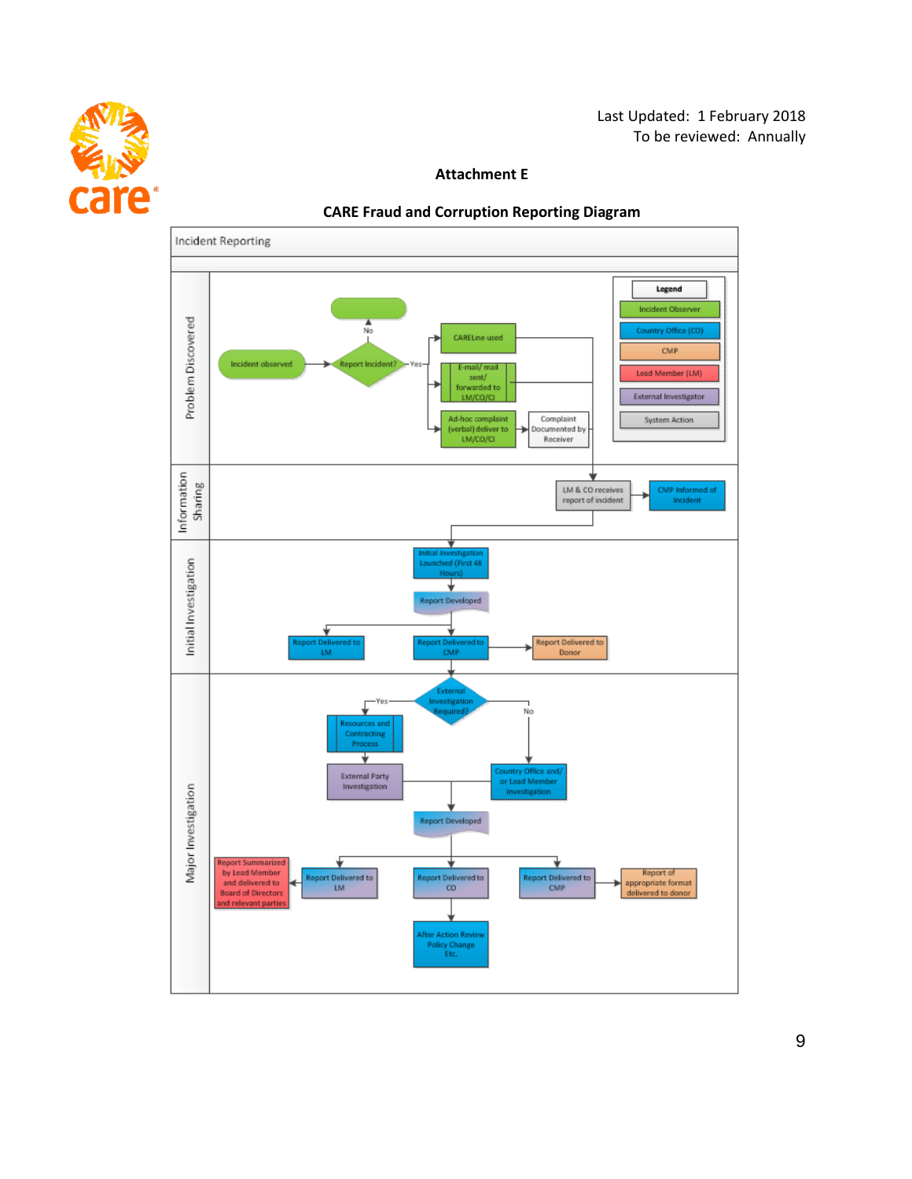Last Updated: 1 February 2018
To be reviewed: Annually

**Attachment E**

**CARE Fraud and Corruption Reporting Diagram**

Incident Reporting

**Legend**
- Incident Observer
- Country Office (CO)
- CMP
- Lead Member (LM)
- External Investigator
- System Action

**Problem Discovered**

- Incident observed → Report Incident?
  - No → (end)
  - Yes →
    - CARELine used
    - E-mail/ mail sent/ forwarded to LM/CO/CI
    - Ad-hoc complaint (verbal) deliver to LM/CO/CI → Complaint Documented by Receiver

**Information Sharing**

- LM & CO receives report of incident → CMP Informed of Incident

**Initial Investigation**

- Initial Investigation Launched (First 48 Hours)
- Report Developed
- Report Delivered to LM
- Report Delivered to CMP
- Report Delivered to Donor

**Major Investigation**

- External Investigation Required?
  - Yes → Resources and Contracting Process → External Party Investigation
  - No → Country Office and/ or Lead Member investigation
- Report Developed
- Report Delivered to LM → Report Summarized by Lead Member and delivered to Board of Directors and relevant parties
- Report Delivered to CO → After Action Review Policy Change Etc.
- Report Delivered to CMP → Report of appropriate format delivered to donor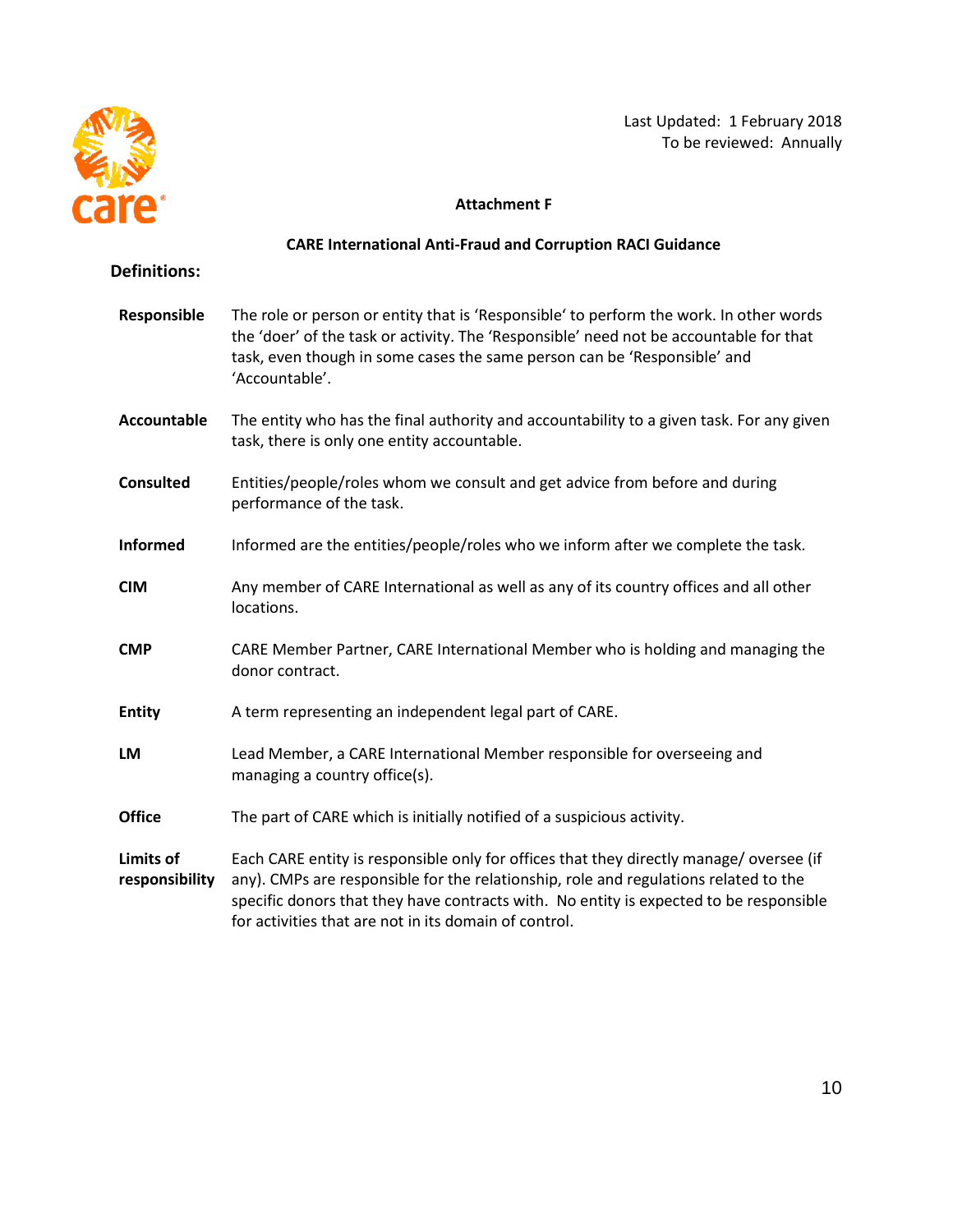Last Updated: 1 February 2018
To be reviewed: Annually

**Attachment F**

**CARE International Anti-Fraud and Corruption RACI Guidance**

## Definitions:

**Responsible** — The role or person or entity that is 'Responsible' to perform the work. In other words the 'doer' of the task or activity. The 'Responsible' need not be accountable for that task, even though in some cases the same person can be 'Responsible' and 'Accountable'.

**Accountable** — The entity who has the final authority and accountability to a given task. For any given task, there is only one entity accountable.

**Consulted** — Entities/people/roles whom we consult and get advice from before and during performance of the task.

**Informed** — Informed are the entities/people/roles who we inform after we complete the task.

**CIM** — Any member of CARE International as well as any of its country offices and all other locations.

**CMP** — CARE Member Partner, CARE International Member who is holding and managing the donor contract.

**Entity** — A term representing an independent legal part of CARE.

**LM** — Lead Member, a CARE International Member responsible for overseeing and managing a country office(s).

**Office** — The part of CARE which is initially notified of a suspicious activity.

**Limits of responsibility** — Each CARE entity is responsible only for offices that they directly manage/ oversee (if any). CMPs are responsible for the relationship, role and regulations related to the specific donors that they have contracts with. No entity is expected to be responsible for activities that are not in its domain of control.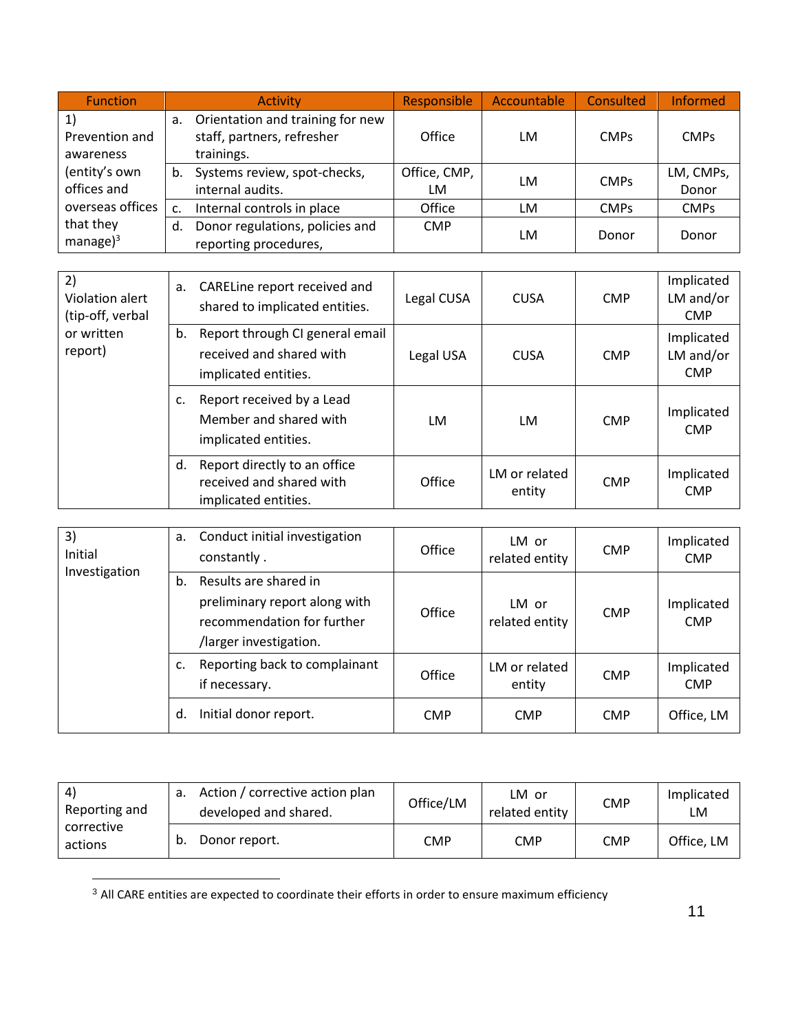| Function | Activity | Responsible | Accountable | Consulted | Informed |
|---|---|---|---|---|---|
| 1) Prevention and awareness (entity's own offices and overseas offices that they manage)[3] | a. Orientation and training for new staff, partners, refresher trainings. | Office | LM | CMPs | CMPs |
| | b. Systems review, spot-checks, internal audits. | Office, CMP, LM | LM | CMPs | LM, CMPs, Donor |
| | c. Internal controls in place | Office | LM | CMPs | CMPs |
| | d. Donor regulations, policies and reporting procedures, | CMP | LM | Donor | Donor |

| Function | Activity | Responsible | Accountable | Consulted | Informed |
|---|---|---|---|---|---|
| 2) Violation alert (tip-off, verbal or written report) | a. CARELine report received and shared to implicated entities. | Legal CUSA | CUSA | CMP | Implicated LM and/or CMP |
| | b. Report through CI general email received and shared with implicated entities. | Legal USA | CUSA | CMP | Implicated LM and/or CMP |
| | c. Report received by a Lead Member and shared with implicated entities. | LM | LM | CMP | Implicated CMP |
| | d. Report directly to an office received and shared with implicated entities. | Office | LM or related entity | CMP | Implicated CMP |

| Function | Activity | Responsible | Accountable | Consulted | Informed |
|---|---|---|---|---|---|
| 3) Initial Investigation | a. Conduct initial investigation constantly . | Office | LM or related entity | CMP | Implicated CMP |
| | b. Results are shared in preliminary report along with recommendation for further /larger investigation. | Office | LM or related entity | CMP | Implicated CMP |
| | c. Reporting back to complainant if necessary. | Office | LM or related entity | CMP | Implicated CMP |
| | d. Initial donor report. | CMP | CMP | CMP | Office, LM |

| Function | Activity | Responsible | Accountable | Consulted | Informed |
|---|---|---|---|---|---|
| 4) Reporting and corrective actions | a. Action / corrective action plan developed and shared. | Office/LM | LM or related entity | CMP | Implicated LM |
| | b. Donor report. | CMP | CMP | CMP | Office, LM |

[3] All CARE entities are expected to coordinate their efforts in order to ensure maximum efficiency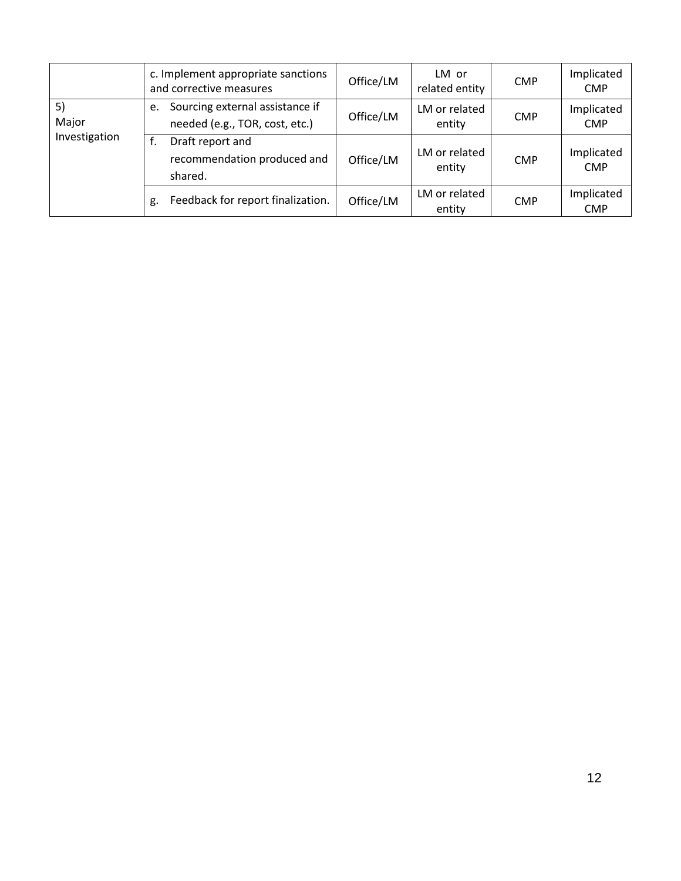| | | | | | |
|---|---|---|---|---|---|
| | c. Implement appropriate sanctions and corrective measures | Office/LM | LM or related entity | CMP | Implicated CMP |
| 5) Major Investigation | e. Sourcing external assistance if needed (e.g., TOR, cost, etc.) | Office/LM | LM or related entity | CMP | Implicated CMP |
| | f. Draft report and recommendation produced and shared. | Office/LM | LM or related entity | CMP | Implicated CMP |
| | g. Feedback for report finalization. | Office/LM | LM or related entity | CMP | Implicated CMP |